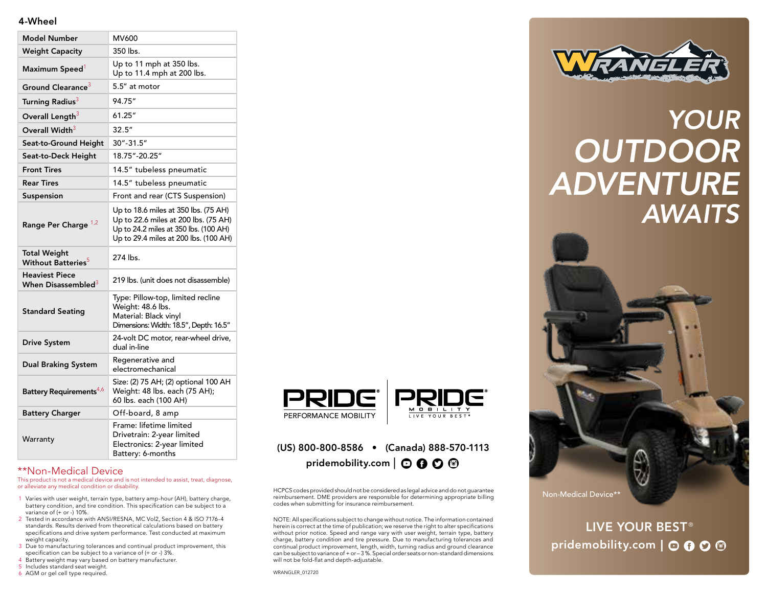## 4-Wheel

| | |
|---|---|
| **Model Number** | MV600 |
| **Weight Capacity** | 350 lbs. |
| **Maximum Speed**[1] | Up to 11 mph at 350 lbs.<br>Up to 11.4 mph at 200 lbs. |
| **Ground Clearance**[3] | 5.5″ at motor |
| **Turning Radius**[3] | 94.75″ |
| **Overall Length**[3] | 61.25″ |
| **Overall Width**[3] | 32.5″ |
| **Seat-to-Ground Height** | 30″-31.5″ |
| **Seat-to-Deck Height** | 18.75″-20.25″ |
| **Front Tires** | 14.5″ tubeless pneumatic |
| **Rear Tires** | 14.5″ tubeless pneumatic |
| **Suspension** | Front and rear (CTS Suspension) |
| **Range Per Charge** [1,2] | Up to 18.6 miles at 350 lbs. (75 AH)<br>Up to 22.6 miles at 200 lbs. (75 AH)<br>Up to 24.2 miles at 350 lbs. (100 AH)<br>Up to 29.4 miles at 200 lbs. (100 AH) |
| **Total Weight Without Batteries**[5] | 274 lbs. |
| **Heaviest Piece When Disassembled**[3] | 219 lbs. (unit does not disassemble) |
| **Standard Seating** | Type: Pillow-top, limited recline<br>Weight: 48.6 lbs.<br>Material: Black vinyl<br>Dimensions: Width: 18.5″, Depth: 16.5″ |
| **Drive System** | 24-volt DC motor, rear-wheel drive, dual in-line |
| **Dual Braking System** | Regenerative and electromechanical |
| **Battery Requirements**[4,6] | Size: (2) 75 AH; (2) optional 100 AH<br>Weight: 48 lbs. each (75 AH);<br>60 lbs. each (100 AH) |
| **Battery Charger** | Off-board, 8 amp |
| Warranty | Frame: lifetime limited<br>Drivetrain: 2-year limited<br>Electronics: 2-year limited<br>Battery: 6-months |

**Non-Medical Device

This product is not a medical device and is not intended to assist, treat, diagnose, or alleviate any medical condition or disability.

1. Varies with user weight, terrain type, battery amp-hour (AH), battery charge, battery condition, and tire condition. This specification can be subject to a variance of (+ or -) 10%.
2. Tested in accordance with ANSI/RESNA, MC Vol2, Section 4 & ISO 7176-4 standards. Results derived from theoretical calculations based on battery specifications and drive system performance. Test conducted at maximum weight capacity.
3. Due to manufacturing tolerances and continual product improvement, this specification can be subject to a variance of (+ or -) 3%.
4. Battery weight may vary based on battery manufacturer.
5. Includes standard seat weight.
6. AGM or gel cell type required.

PRIDE PERFORMANCE MOBILITY | PRIDE MOBILITY LIVE YOUR BEST®

(US) 800-800-8586 • (Canada) 888-570-1113

pridemobility.com

HCPCS codes provided should not be considered as legal advice and do not guarantee reimbursement. DME providers are responsible for determining appropriate billing codes when submitting for insurance reimbursement.

NOTE: All specifications subject to change without notice. The information contained herein is correct at the time of publication; we reserve the right to alter specifications without prior notice. Speed and range vary with user weight, terrain type, battery charge, battery condition and tire pressure. Due to manufacturing tolerances and continual product improvement, length, width, turning radius and ground clearance can be subject to variance of + or – 3 %. Special order seats or non-standard dimensions will not be fold-flat and depth-adjustable.

WRANGLER_012720

# WRANGLER®

# YOUR OUTDOOR ADVENTURE AWAITS

Non-Medical Device**

LIVE YOUR BEST®

pridemobility.com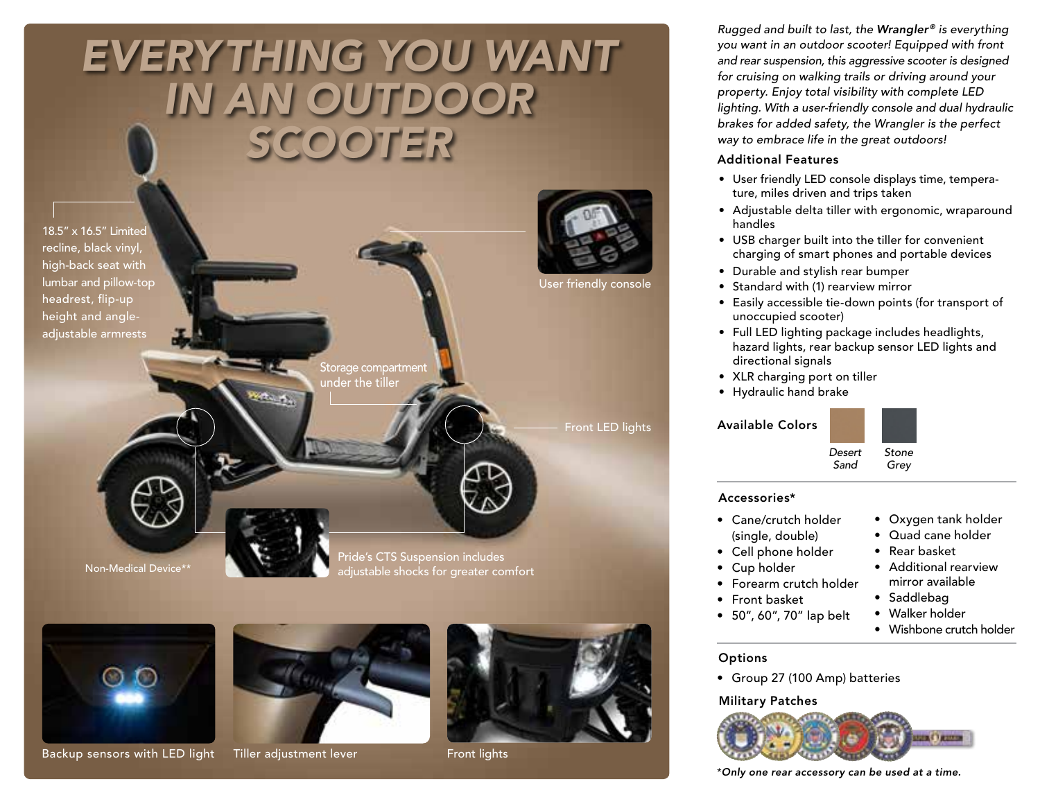# EVERYTHING YOU WANT IN AN OUTDOOR SCOOTER

18.5″ x 16.5″ Limited recline, black vinyl, high-back seat with lumbar and pillow-top headrest, flip-up height and angle-adjustable armrests

User friendly console

Storage compartment under the tiller

Front LED lights

Non-Medical Device**

Pride's CTS Suspension includes adjustable shocks for greater comfort

Backup sensors with LED light

Tiller adjustment lever

Front lights

*Rugged and built to last, the **Wrangler®** is everything you want in an outdoor scooter! Equipped with front and rear suspension, this aggressive scooter is designed for cruising on walking trails or driving around your property. Enjoy total visibility with complete LED lighting. With a user-friendly console and dual hydraulic brakes for added safety, the Wrangler is the perfect way to embrace life in the great outdoors!*

### Additional Features

- User friendly LED console displays time, temperature, miles driven and trips taken
- Adjustable delta tiller with ergonomic, wraparound handles
- USB charger built into the tiller for convenient charging of smart phones and portable devices
- Durable and stylish rear bumper
- Standard with (1) rearview mirror
- Easily accessible tie-down points (for transport of unoccupied scooter)
- Full LED lighting package includes headlights, hazard lights, rear backup sensor LED lights and directional signals
- XLR charging port on tiller
- Hydraulic hand brake

### Available Colors

*Desert Sand*

*Stone Grey*

### Accessories*

- Cane/crutch holder (single, double)
- Cell phone holder
- Cup holder
- Forearm crutch holder
- Front basket
- 50″, 60″, 70″ lap belt
- Oxygen tank holder
- Quad cane holder
- Rear basket
- Additional rearview mirror available
- Saddlebag
- Walker holder
- Wishbone crutch holder

### Options

- Group 27 (100 Amp) batteries

### Military Patches

*\*Only one rear accessory can be used at a time.*